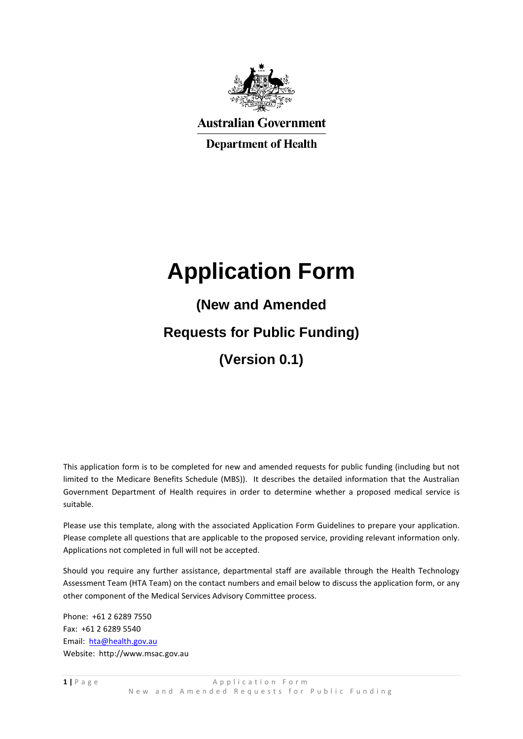Australian Government

Department of Health

# Application Form

## (New and Amended

## Requests for Public Funding)

## (Version 0.1)

This application form is to be completed for new and amended requests for public funding (including but not limited to the Medicare Benefits Schedule (MBS)). It describes the detailed information that the Australian Government Department of Health requires in order to determine whether a proposed medical service is suitable.

Please use this template, along with the associated Application Form Guidelines to prepare your application. Please complete all questions that are applicable to the proposed service, providing relevant information only. Applications not completed in full will not be accepted.

Should you require any further assistance, departmental staff are available through the Health Technology Assessment Team (HTA Team) on the contact numbers and email below to discuss the application form, or any other component of the Medical Services Advisory Committee process.

Phone: +61 2 6289 7550
Fax: +61 2 6289 5540
Email: hta@health.gov.au
Website: http://www.msac.gov.au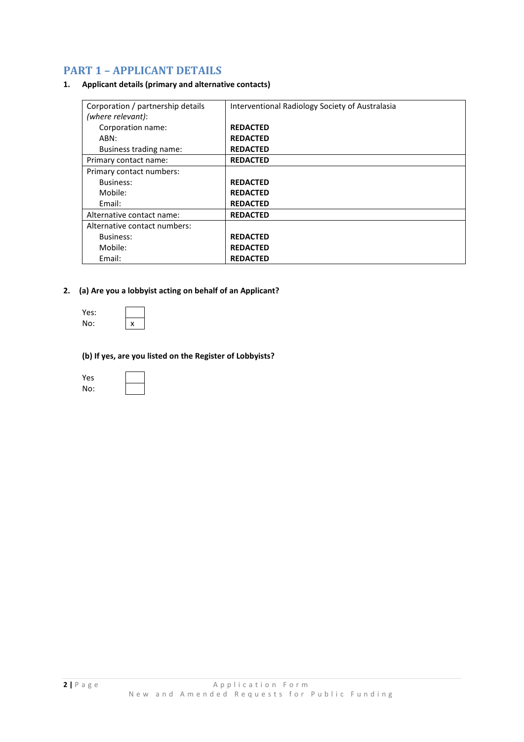## PART 1 – APPLICANT DETAILS

**1. Applicant details (primary and alternative contacts)**

| | |
|---|---|
| Corporation / partnership details *(where relevant)*: | Interventional Radiology Society of Australasia |
| Corporation name: | **REDACTED** |
| ABN: | **REDACTED** |
| Business trading name: | **REDACTED** |
| Primary contact name: | **REDACTED** |
| Primary contact numbers: | |
| Business: | **REDACTED** |
| Mobile: | **REDACTED** |
| Email: | **REDACTED** |
| Alternative contact name: | **REDACTED** |
| Alternative contact numbers: | |
| Business: | **REDACTED** |
| Mobile: | **REDACTED** |
| Email: | **REDACTED** |

**2. (a) Are you a lobbyist acting on behalf of an Applicant?**

Yes: [ ]
No: [x]

**(b) If yes, are you listed on the Register of Lobbyists?**

Yes [ ]
No: [ ]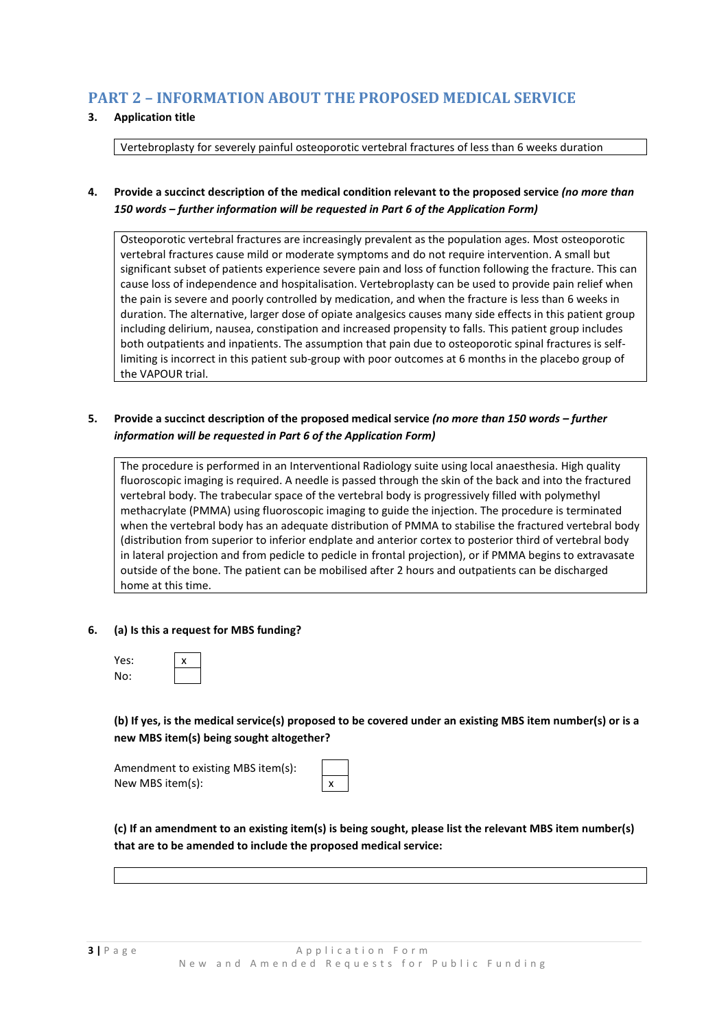## PART 2 – INFORMATION ABOUT THE PROPOSED MEDICAL SERVICE

**3. Application title**

Vertebroplasty for severely painful osteoporotic vertebral fractures of less than 6 weeks duration

**4. Provide a succinct description of the medical condition relevant to the proposed service *(no more than 150 words – further information will be requested in Part 6 of the Application Form)***

Osteoporotic vertebral fractures are increasingly prevalent as the population ages. Most osteoporotic vertebral fractures cause mild or moderate symptoms and do not require intervention. A small but significant subset of patients experience severe pain and loss of function following the fracture. This can cause loss of independence and hospitalisation. Vertebroplasty can be used to provide pain relief when the pain is severe and poorly controlled by medication, and when the fracture is less than 6 weeks in duration. The alternative, larger dose of opiate analgesics causes many side effects in this patient group including delirium, nausea, constipation and increased propensity to falls. This patient group includes both outpatients and inpatients. The assumption that pain due to osteoporotic spinal fractures is self-limiting is incorrect in this patient sub-group with poor outcomes at 6 months in the placebo group of the VAPOUR trial.

**5. Provide a succinct description of the proposed medical service *(no more than 150 words – further information will be requested in Part 6 of the Application Form)***

The procedure is performed in an Interventional Radiology suite using local anaesthesia. High quality fluoroscopic imaging is required. A needle is passed through the skin of the back and into the fractured vertebral body. The trabecular space of the vertebral body is progressively filled with polymethyl methacrylate (PMMA) using fluoroscopic imaging to guide the injection. The procedure is terminated when the vertebral body has an adequate distribution of PMMA to stabilise the fractured vertebral body (distribution from superior to inferior endplate and anterior cortex to posterior third of vertebral body in lateral projection and from pedicle to pedicle in frontal projection), or if PMMA begins to extravasate outside of the bone. The patient can be mobilised after 2 hours and outpatients can be discharged home at this time.

**6. (a) Is this a request for MBS funding?**

| | |
|---|---|
| Yes: | x |
| No: | |

**(b) If yes, is the medical service(s) proposed to be covered under an existing MBS item number(s) or is a new MBS item(s) being sought altogether?**

| | |
|---|---|
| Amendment to existing MBS item(s): | |
| New MBS item(s): | x |

**(c) If an amendment to an existing item(s) is being sought, please list the relevant MBS item number(s) that are to be amended to include the proposed medical service:**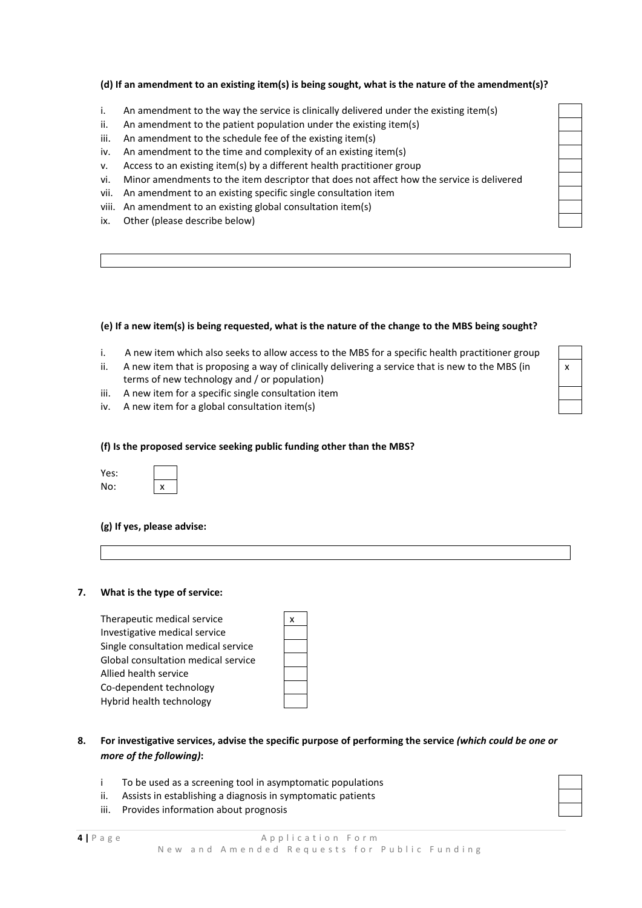**(d) If an amendment to an existing item(s) is being sought, what is the nature of the amendment(s)?**

| | | |
|---|---|---|
| i. | An amendment to the way the service is clinically delivered under the existing item(s) | |
| ii. | An amendment to the patient population under the existing item(s) | |
| iii. | An amendment to the schedule fee of the existing item(s) | |
| iv. | An amendment to the time and complexity of an existing item(s) | |
| v. | Access to an existing item(s) by a different health practitioner group | |
| vi. | Minor amendments to the item descriptor that does not affect how the service is delivered | |
| vii. | An amendment to an existing specific single consultation item | |
| viii. | An amendment to an existing global consultation item(s) | |
| ix. | Other (please describe below) | |

**(e) If a new item(s) is being requested, what is the nature of the change to the MBS being sought?**

| | | |
|---|---|---|
| i. | A new item which also seeks to allow access to the MBS for a specific health practitioner group | |
| ii. | A new item that is proposing a way of clinically delivering a service that is new to the MBS (in terms of new technology and / or population) | x |
| iii. | A new item for a specific single consultation item | |
| iv. | A new item for a global consultation item(s) | |

**(f) Is the proposed service seeking public funding other than the MBS?**

| | |
|---|---|
| Yes: | |
| No: | x |

**(g) If yes, please advise:**

**7. What is the type of service:**

| | |
|---|---|
| Therapeutic medical service | x |
| Investigative medical service | |
| Single consultation medical service | |
| Global consultation medical service | |
| Allied health service | |
| Co-dependent technology | |
| Hybrid health technology | |

**8. For investigative services, advise the specific purpose of performing the service *(which could be one or more of the following)*:**

| | | |
|---|---|---|
| i | To be used as a screening tool in asymptomatic populations | |
| ii. | Assists in establishing a diagnosis in symptomatic patients | |
| iii. | Provides information about prognosis | |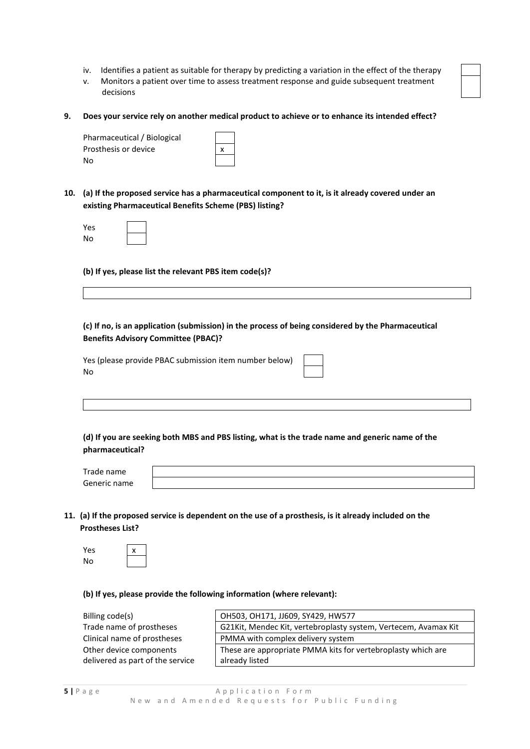iv. Identifies a patient as suitable for therapy by predicting a variation in the effect of the therapy [ ]
v. Monitors a patient over time to assess treatment response and guide subsequent treatment decisions [ ]

**9. Does your service rely on another medical product to achieve or to enhance its intended effect?**

| | |
|---|---|
| Pharmaceutical / Biological | |
| Prosthesis or device | x |
| No | |

**10. (a) If the proposed service has a pharmaceutical component to it, is it already covered under an existing Pharmaceutical Benefits Scheme (PBS) listing?**

| | |
|---|---|
| Yes | |
| No | |

**(b) If yes, please list the relevant PBS item code(s)?**

**(c) If no, is an application (submission) in the process of being considered by the Pharmaceutical Benefits Advisory Committee (PBAC)?**

| | |
|---|---|
| Yes (please provide PBAC submission item number below) | |
| No | |

**(d) If you are seeking both MBS and PBS listing, what is the trade name and generic name of the pharmaceutical?**

| | |
|---|---|
| Trade name | |
| Generic name | |

**11. (a) If the proposed service is dependent on the use of a prosthesis, is it already included on the Prostheses List?**

| | |
|---|---|
| Yes | x |
| No | |

**(b) If yes, please provide the following information (where relevant):**

| | |
|---|---|
| Billing code(s) | OH503, OH171, JJ609, SY429, HW577 |
| Trade name of prostheses | G21Kit, Mendec Kit, vertebroplasty system, Vertecem, Avamax Kit |
| Clinical name of prostheses | PMMA with complex delivery system |
| Other device components delivered as part of the service | These are appropriate PMMA kits for vertebroplasty which are already listed |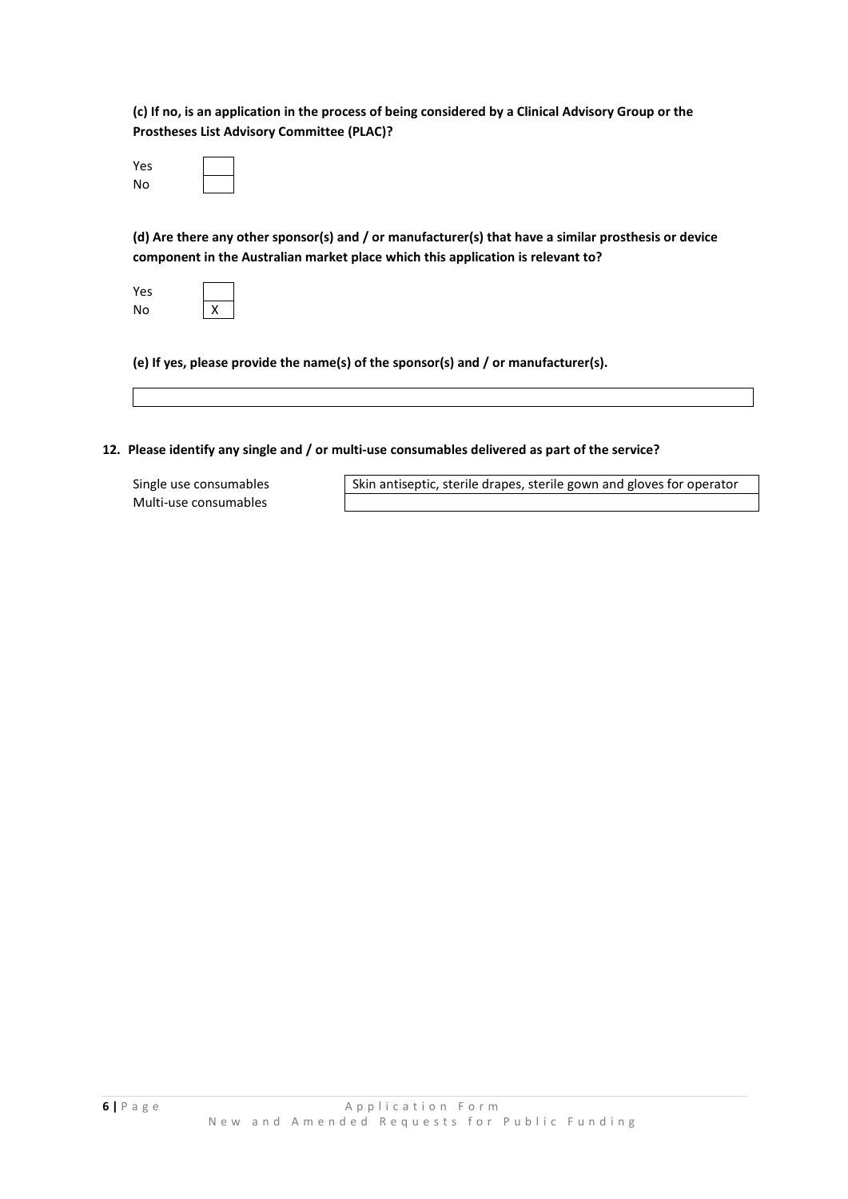**(c) If no, is an application in the process of being considered by a Clinical Advisory Group or the Prostheses List Advisory Committee (PLAC)?**

| | |
|---|---|
| Yes | |
| No | |

**(d) Are there any other sponsor(s) and / or manufacturer(s) that have a similar prosthesis or device component in the Australian market place which this application is relevant to?**

| | |
|---|---|
| Yes | |
| No | X |

**(e) If yes, please provide the name(s) of the sponsor(s) and / or manufacturer(s).**

**12. Please identify any single and / or multi-use consumables delivered as part of the service?**

| | |
|---|---|
| Single use consumables | Skin antiseptic, sterile drapes, sterile gown and gloves for operator |
| Multi-use consumables | |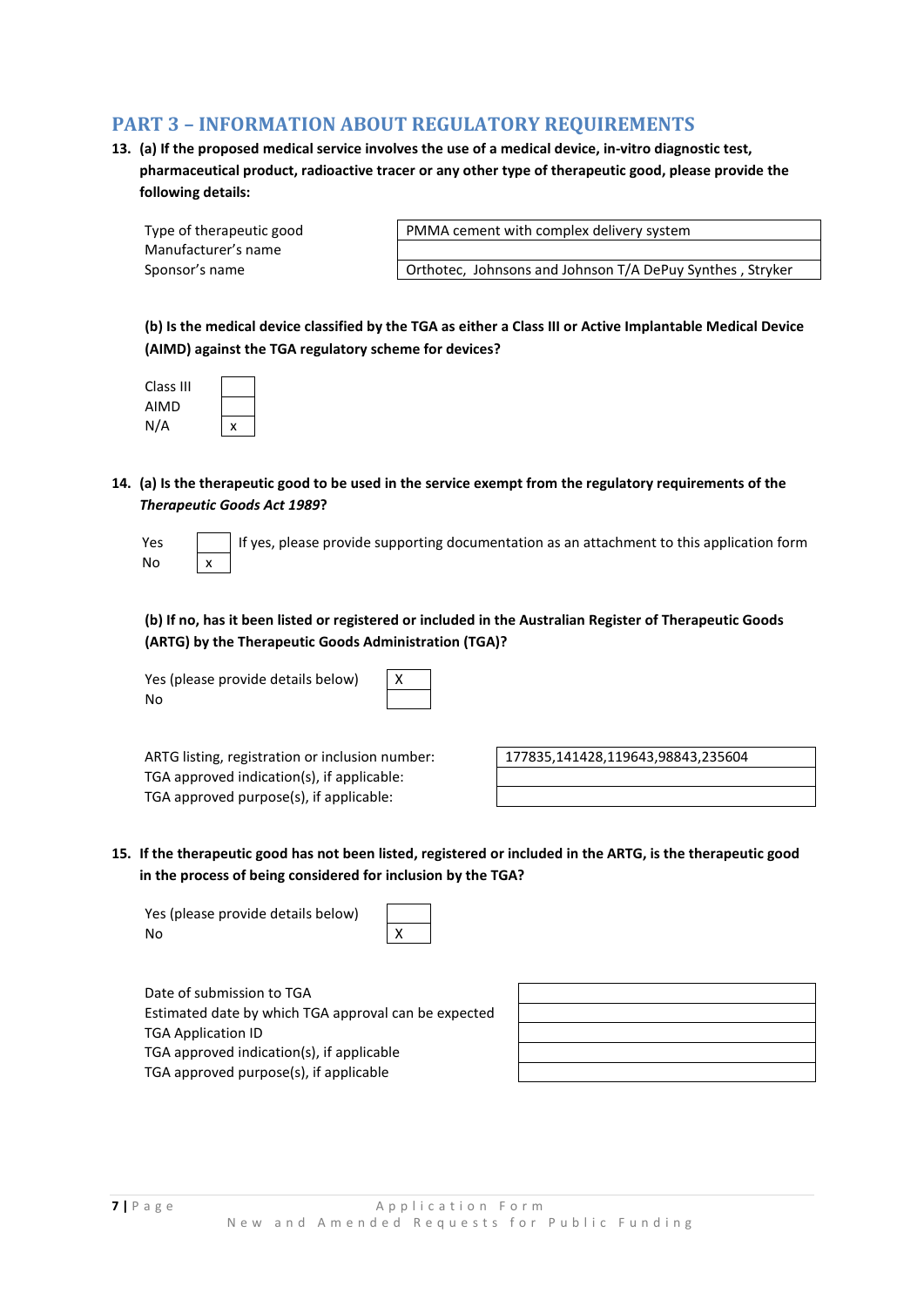## PART 3 – INFORMATION ABOUT REGULATORY REQUIREMENTS

**13. (a) If the proposed medical service involves the use of a medical device, in-vitro diagnostic test, pharmaceutical product, radioactive tracer or any other type of therapeutic good, please provide the following details:**

| | |
|---|---|
| Type of therapeutic good | PMMA cement with complex delivery system |
| Manufacturer's name | |
| Sponsor's name | Orthotec, Johnsons and Johnson T/A DePuy Synthes , Stryker |

**(b) Is the medical device classified by the TGA as either a Class III or Active Implantable Medical Device (AIMD) against the TGA regulatory scheme for devices?**

| | |
|---|---|
| Class III | |
| AIMD | |
| N/A | x |

**14. (a) Is the therapeutic good to be used in the service exempt from the regulatory requirements of the *Therapeutic Goods Act 1989*?**

| | | |
|---|---|---|
| Yes | | If yes, please provide supporting documentation as an attachment to this application form |
| No | x | |

**(b) If no, has it been listed or registered or included in the Australian Register of Therapeutic Goods (ARTG) by the Therapeutic Goods Administration (TGA)?**

| | |
|---|---|
| Yes (please provide details below) | X |
| No | |

| | |
|---|---|
| ARTG listing, registration or inclusion number: | 177835,141428,119643,98843,235604 |
| TGA approved indication(s), if applicable: | |
| TGA approved purpose(s), if applicable: | |

**15. If the therapeutic good has not been listed, registered or included in the ARTG, is the therapeutic good in the process of being considered for inclusion by the TGA?**

| | |
|---|---|
| Yes (please provide details below) | |
| No | X |

| | |
|---|---|
| Date of submission to TGA | |
| Estimated date by which TGA approval can be expected | |
| TGA Application ID | |
| TGA approved indication(s), if applicable | |
| TGA approved purpose(s), if applicable | |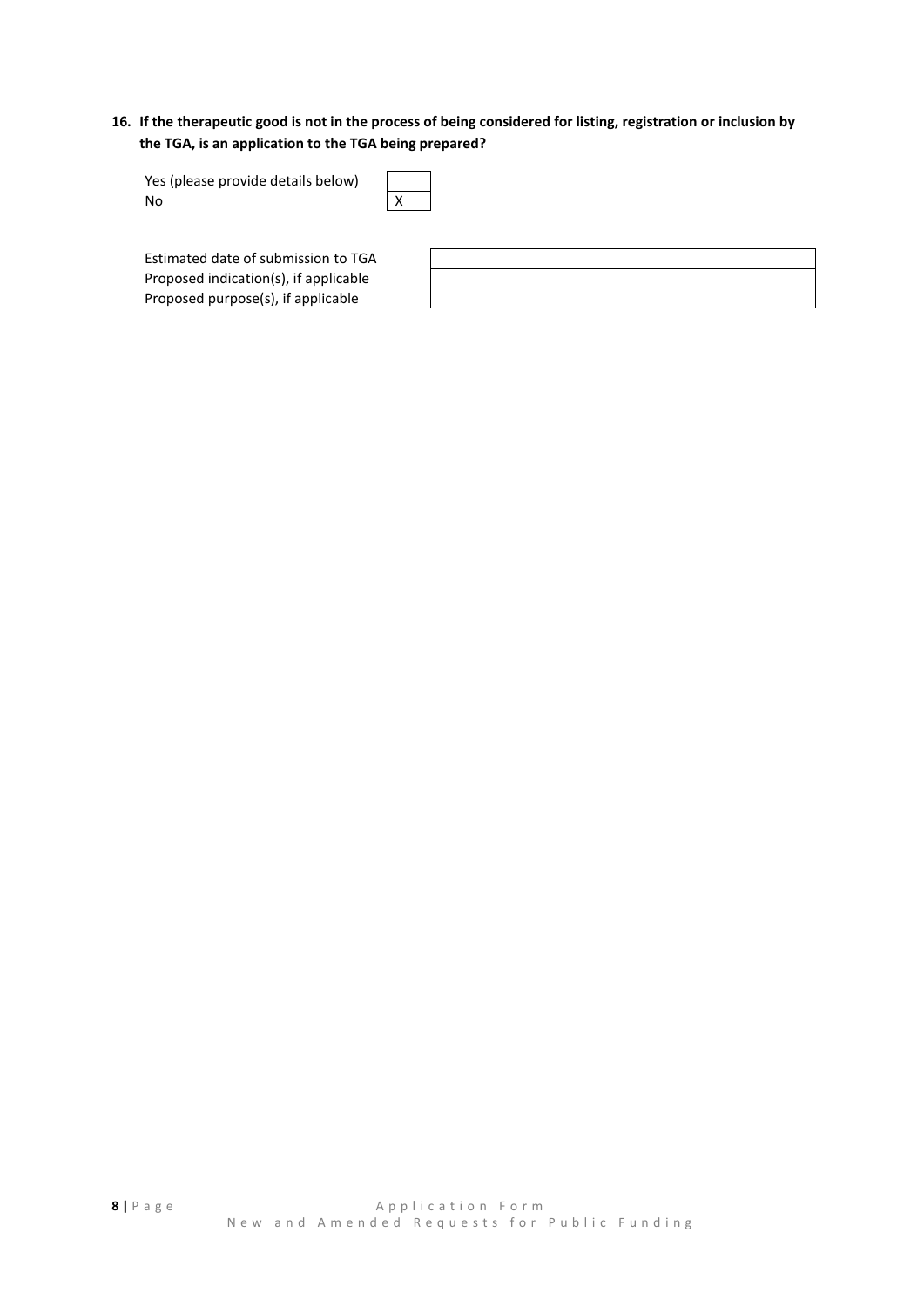**16. If the therapeutic good is not in the process of being considered for listing, registration or inclusion by the TGA, is an application to the TGA being prepared?**

| | |
|---|---|
| Yes (please provide details below) | |
| No | X |

| | |
|---|---|
| Estimated date of submission to TGA | |
| Proposed indication(s), if applicable | |
| Proposed purpose(s), if applicable | |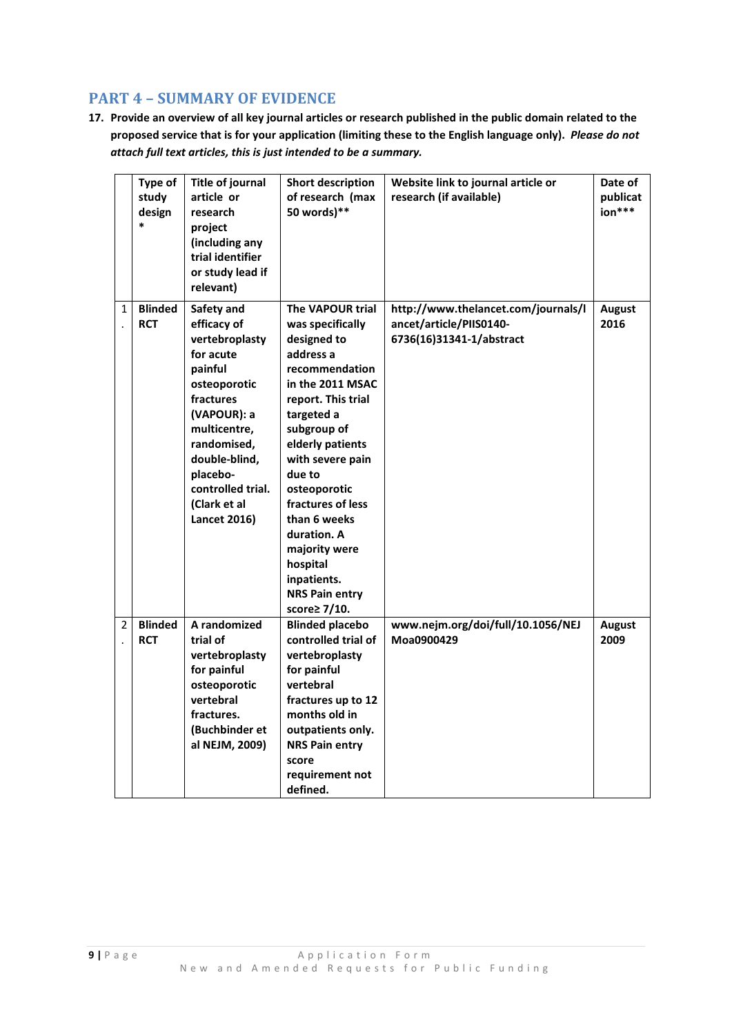## PART 4 – SUMMARY OF EVIDENCE

**17. Provide an overview of all key journal articles or research published in the public domain related to the proposed service that is for your application (limiting these to the English language only).** ***Please do not attach full text articles, this is just intended to be a summary.***

| | Type of study design* | Title of journal article or research project (including any trial identifier or study lead if relevant) | Short description of research (max 50 words)** | Website link to journal article or research (if available) | Date of publication*** |
|---|---|---|---|---|---|
| 1. | Blinded RCT | Safety and efficacy of vertebroplasty for acute painful osteoporotic fractures (VAPOUR): a multicentre, randomised, double-blind, placebo-controlled trial. (Clark et al Lancet 2016) | The VAPOUR trial was specifically designed to address a recommendation in the 2011 MSAC report. This trial targeted a subgroup of elderly patients with severe pain due to osteoporotic fractures of less than 6 weeks duration. A majority were hospital inpatients. NRS Pain entry score≥ 7/10. | http://www.thelancet.com/journals/lancet/article/PIIS0140-6736(16)31341-1/abstract | August 2016 |
| 2. | Blinded RCT | A randomized trial of vertebroplasty for painful osteoporotic vertebral fractures. (Buchbinder et al NEJM, 2009) | Blinded placebo controlled trial of vertebroplasty for painful vertebral fractures up to 12 months old in outpatients only. NRS Pain entry score requirement not defined. | www.nejm.org/doi/full/10.1056/NEJMoa0900429 | August 2009 |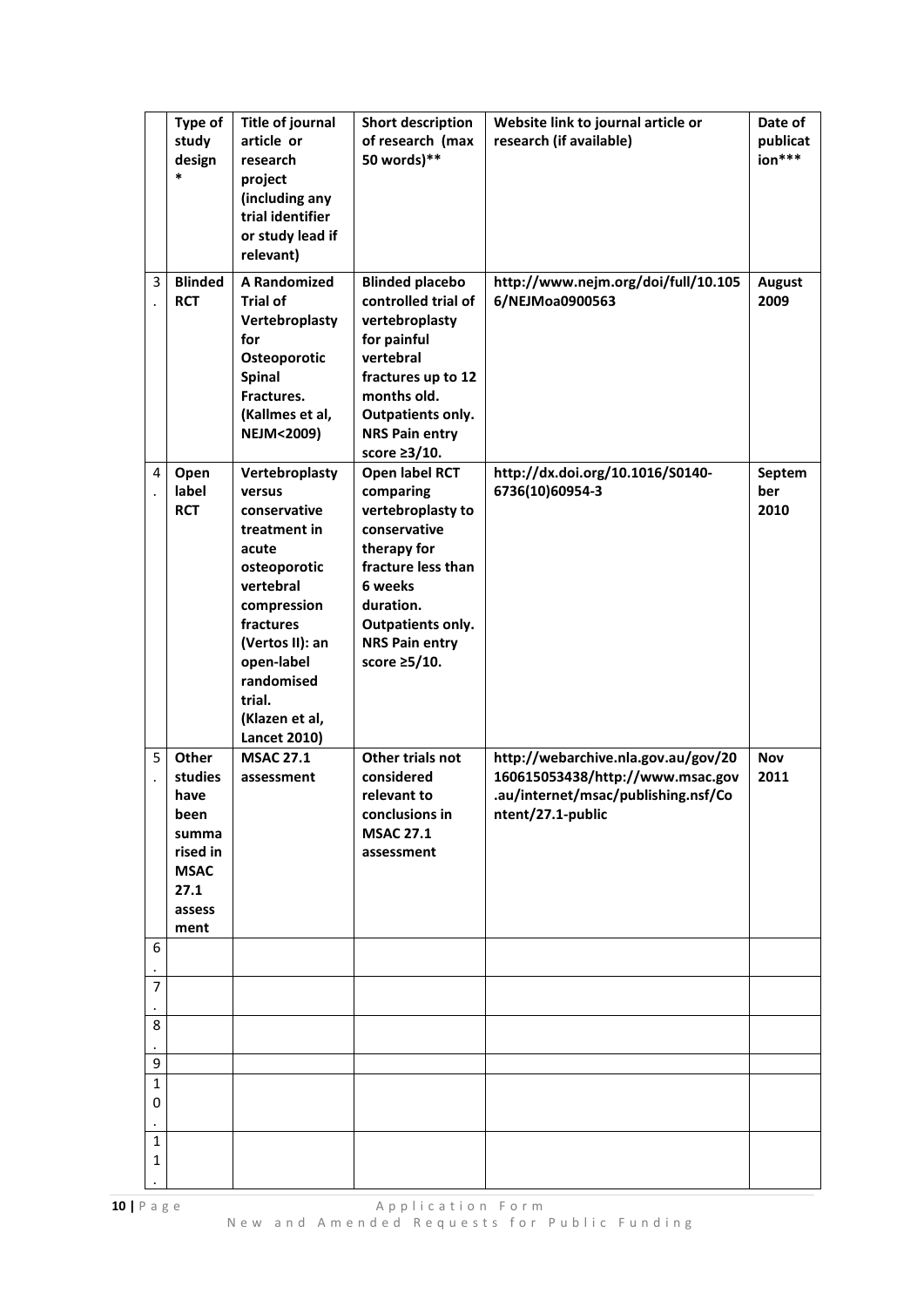| | Type of study design * | Title of journal article or research project (including any trial identifier or study lead if relevant) | Short description of research (max 50 words)** | Website link to journal article or research (if available) | Date of publication*** |
|---|---|---|---|---|---|
| 3. | **Blinded RCT** | **A Randomized Trial of Vertebroplasty for Osteoporotic Spinal Fractures. (Kallmes et al, NEJM<2009)** | **Blinded placebo controlled trial of vertebroplasty for painful vertebral fractures up to 12 months old. Outpatients only. NRS Pain entry score ≥3/10.** | **http://www.nejm.org/doi/full/10.1056/NEJMoa0900563** | **August 2009** |
| 4. | **Open label RCT** | **Vertebroplasty versus conservative treatment in acute osteoporotic vertebral compression fractures (Vertos II): an open-label randomised trial. (Klazen et al, Lancet 2010)** | **Open label RCT comparing vertebroplasty to conservative therapy for fracture less than 6 weeks duration. Outpatients only. NRS Pain entry score ≥5/10.** | **http://dx.doi.org/10.1016/S0140-6736(10)60954-3** | **September 2010** |
| 5. | **Other studies have been summarised in MSAC 27.1 assessment** | **MSAC 27.1 assessment** | **Other trials not considered relevant to conclusions in MSAC 27.1 assessment** | **http://webarchive.nla.gov.au/gov/20160615053438/http://www.msac.gov.au/internet/msac/publishing.nsf/Content/27.1-public** | **Nov 2011** |
| 6. | | | | | |
| 7. | | | | | |
| 8. | | | | | |
| 9 | | | | | |
| 10. | | | | | |
| 11. | | | | | |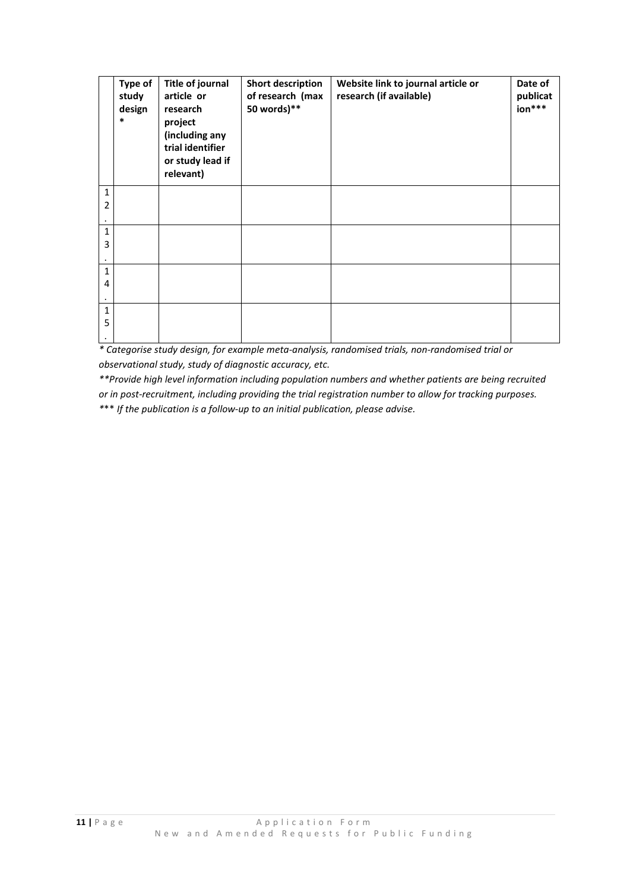|  | Type of study design * | Title of journal article or research project (including any trial identifier or study lead if relevant) | Short description of research (max 50 words)** | Website link to journal article or research (if available) | Date of publication*** |
|---|---|---|---|---|---|
| 12. |  |  |  |  |  |
| 13. |  |  |  |  |  |
| 14. |  |  |  |  |  |
| 15. |  |  |  |  |  |

*\* Categorise study design, for example meta-analysis, randomised trials, non-randomised trial or observational study, study of diagnostic accuracy, etc.*

*\*\*Provide high level information including population numbers and whether patients are being recruited or in post-recruitment, including providing the trial registration number to allow for tracking purposes.*

*\*\*\* If the publication is a follow-up to an initial publication, please advise.*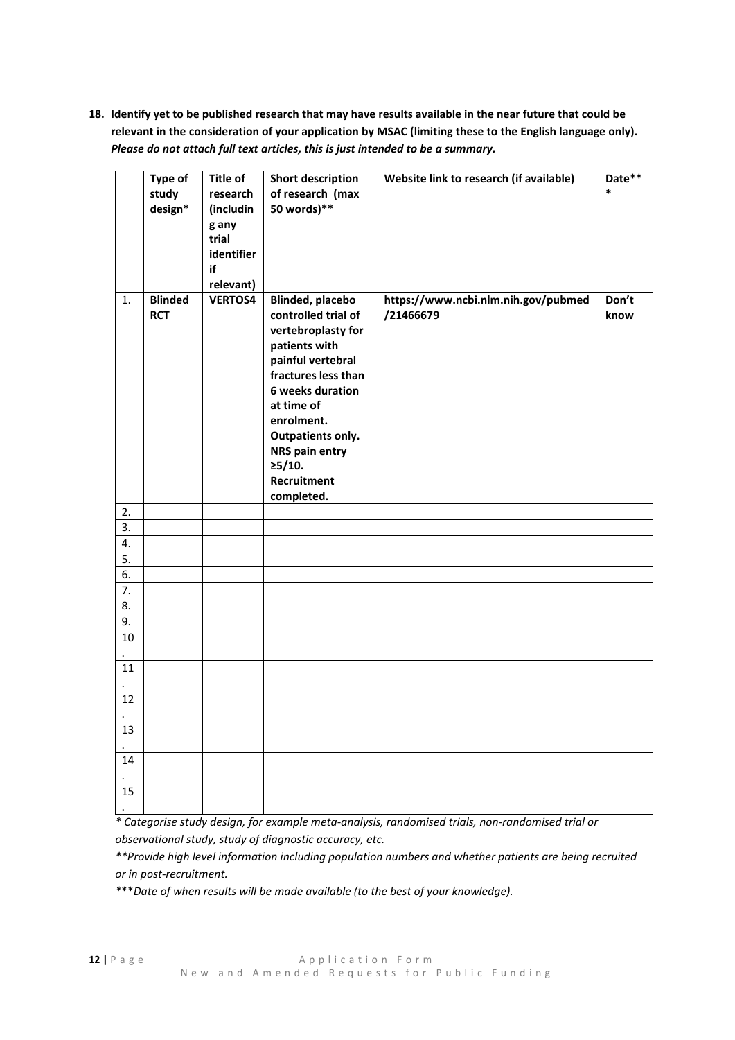**18. Identify yet to be published research that may have results available in the near future that could be relevant in the consideration of your application by MSAC (limiting these to the English language only).** ***Please do not attach full text articles, this is just intended to be a summary.***

| | Type of study design* | Title of research (including any trial identifier if relevant) | Short description of research (max 50 words)** | Website link to research (if available) | Date*** |
|---|---|---|---|---|---|
| 1. | **Blinded RCT** | **VERTOS4** | **Blinded, placebo controlled trial of vertebroplasty for patients with painful vertebral fractures less than 6 weeks duration at time of enrolment. Outpatients only. NRS pain entry ≥5/10. Recruitment completed.** | **https://www.ncbi.nlm.nih.gov/pubmed/21466679** | **Don't know** |
| 2. | | | | | |
| 3. | | | | | |
| 4. | | | | | |
| 5. | | | | | |
| 6. | | | | | |
| 7. | | | | | |
| 8. | | | | | |
| 9. | | | | | |
| 10. | | | | | |
| 11. | | | | | |
| 12. | | | | | |
| 13. | | | | | |
| 14. | | | | | |
| 15. | | | | | |

*\* Categorise study design, for example meta-analysis, randomised trials, non-randomised trial or observational study, study of diagnostic accuracy, etc.*

*\*\*Provide high level information including population numbers and whether patients are being recruited or in post-recruitment.*

*\*\*\*Date of when results will be made available (to the best of your knowledge).*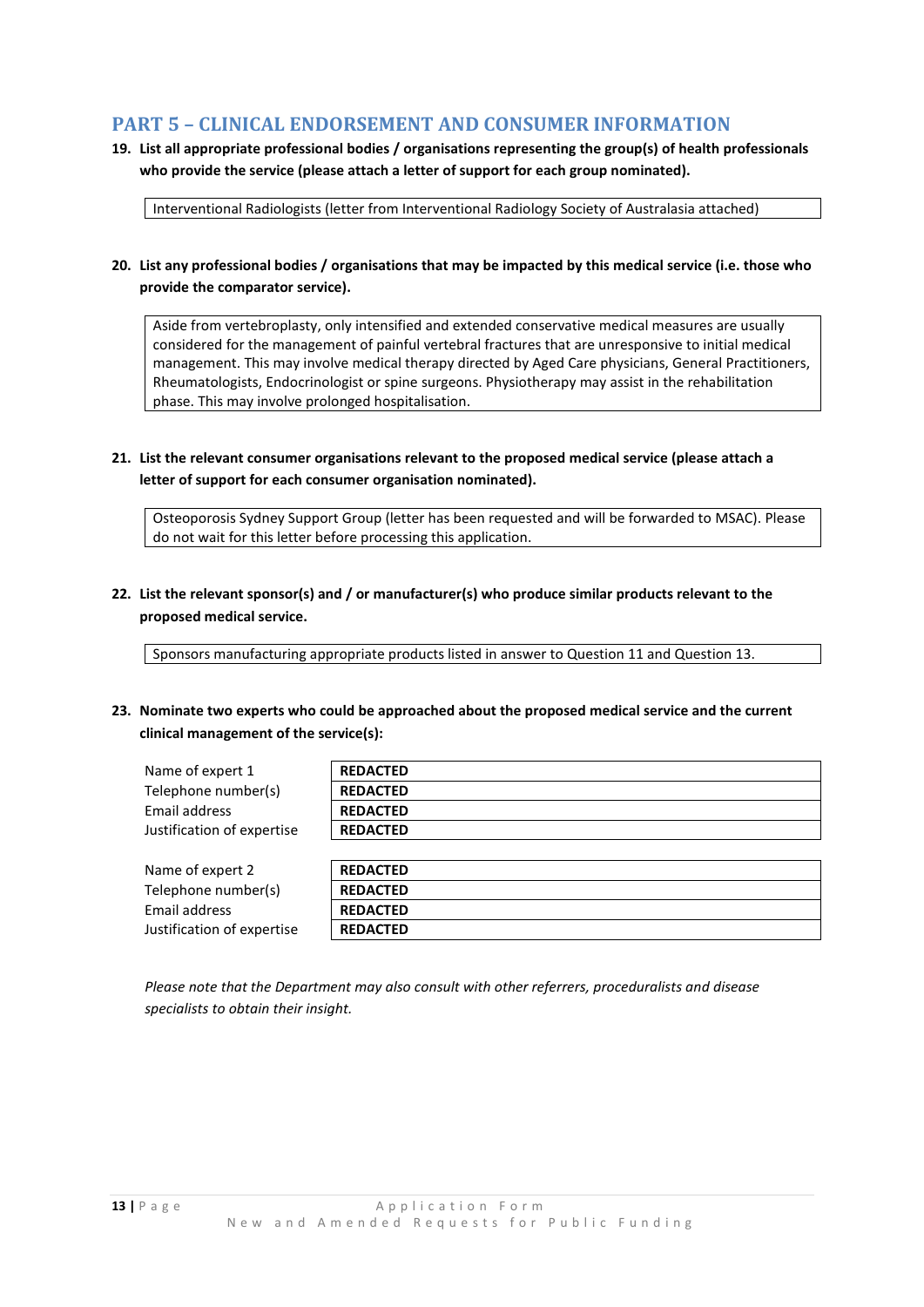## PART 5 – CLINICAL ENDORSEMENT AND CONSUMER INFORMATION

**19. List all appropriate professional bodies / organisations representing the group(s) of health professionals who provide the service (please attach a letter of support for each group nominated).**

Interventional Radiologists (letter from Interventional Radiology Society of Australasia attached)

**20. List any professional bodies / organisations that may be impacted by this medical service (i.e. those who provide the comparator service).**

Aside from vertebroplasty, only intensified and extended conservative medical measures are usually considered for the management of painful vertebral fractures that are unresponsive to initial medical management. This may involve medical therapy directed by Aged Care physicians, General Practitioners, Rheumatologists, Endocrinologist or spine surgeons. Physiotherapy may assist in the rehabilitation phase. This may involve prolonged hospitalisation.

**21. List the relevant consumer organisations relevant to the proposed medical service (please attach a letter of support for each consumer organisation nominated).**

Osteoporosis Sydney Support Group (letter has been requested and will be forwarded to MSAC). Please do not wait for this letter before processing this application.

**22. List the relevant sponsor(s) and / or manufacturer(s) who produce similar products relevant to the proposed medical service.**

Sponsors manufacturing appropriate products listed in answer to Question 11 and Question 13.

**23. Nominate two experts who could be approached about the proposed medical service and the current clinical management of the service(s):**

| | |
|---|---|
| Name of expert 1 | **REDACTED** |
| Telephone number(s) | **REDACTED** |
| Email address | **REDACTED** |
| Justification of expertise | **REDACTED** |

| | |
|---|---|
| Name of expert 2 | **REDACTED** |
| Telephone number(s) | **REDACTED** |
| Email address | **REDACTED** |
| Justification of expertise | **REDACTED** |

*Please note that the Department may also consult with other referrers, proceduralists and disease specialists to obtain their insight.*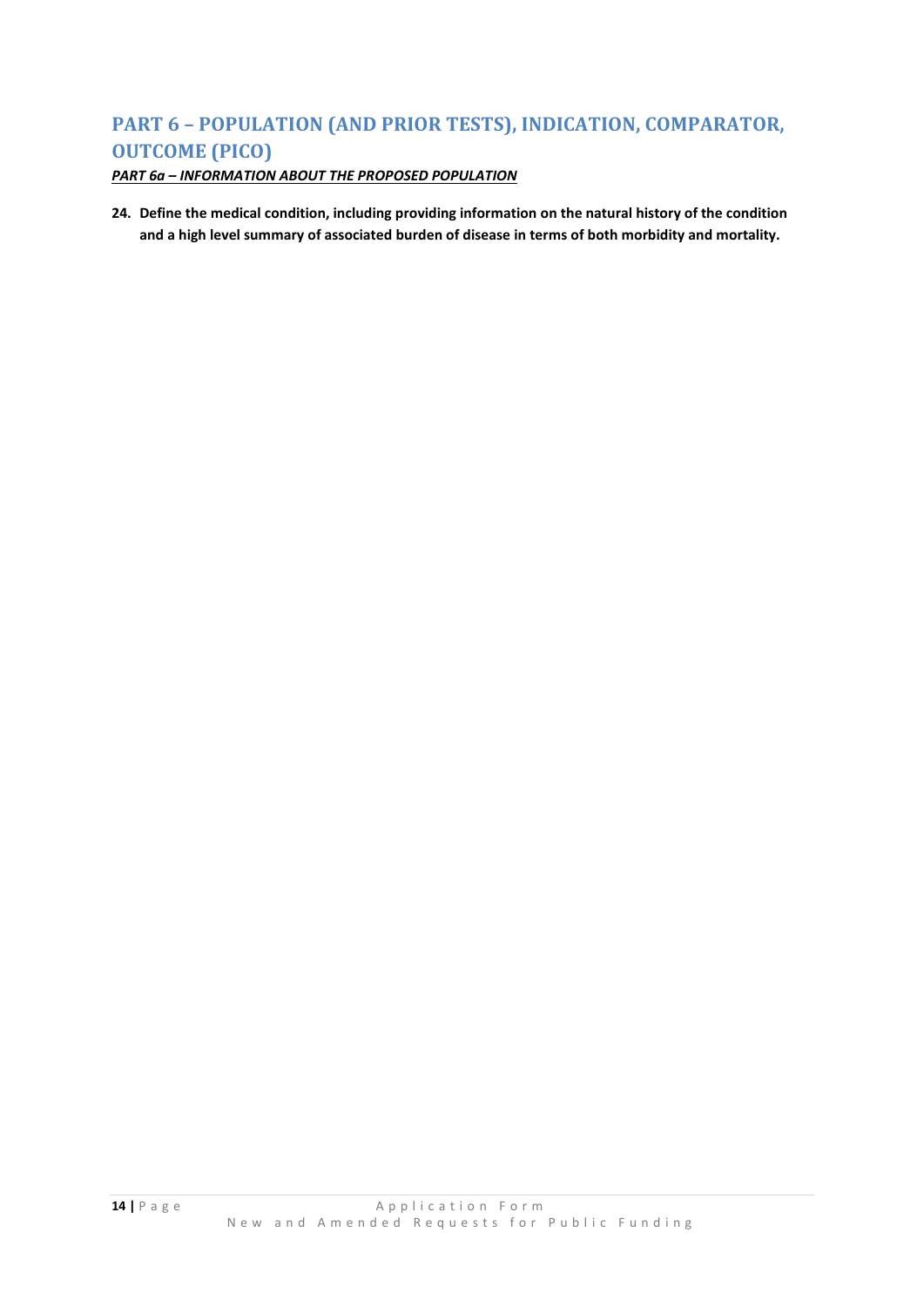## PART 6 – POPULATION (AND PRIOR TESTS), INDICATION, COMPARATOR, OUTCOME (PICO)

***PART 6a – INFORMATION ABOUT THE PROPOSED POPULATION***

**24. Define the medical condition, including providing information on the natural history of the condition and a high level summary of associated burden of disease in terms of both morbidity and mortality.**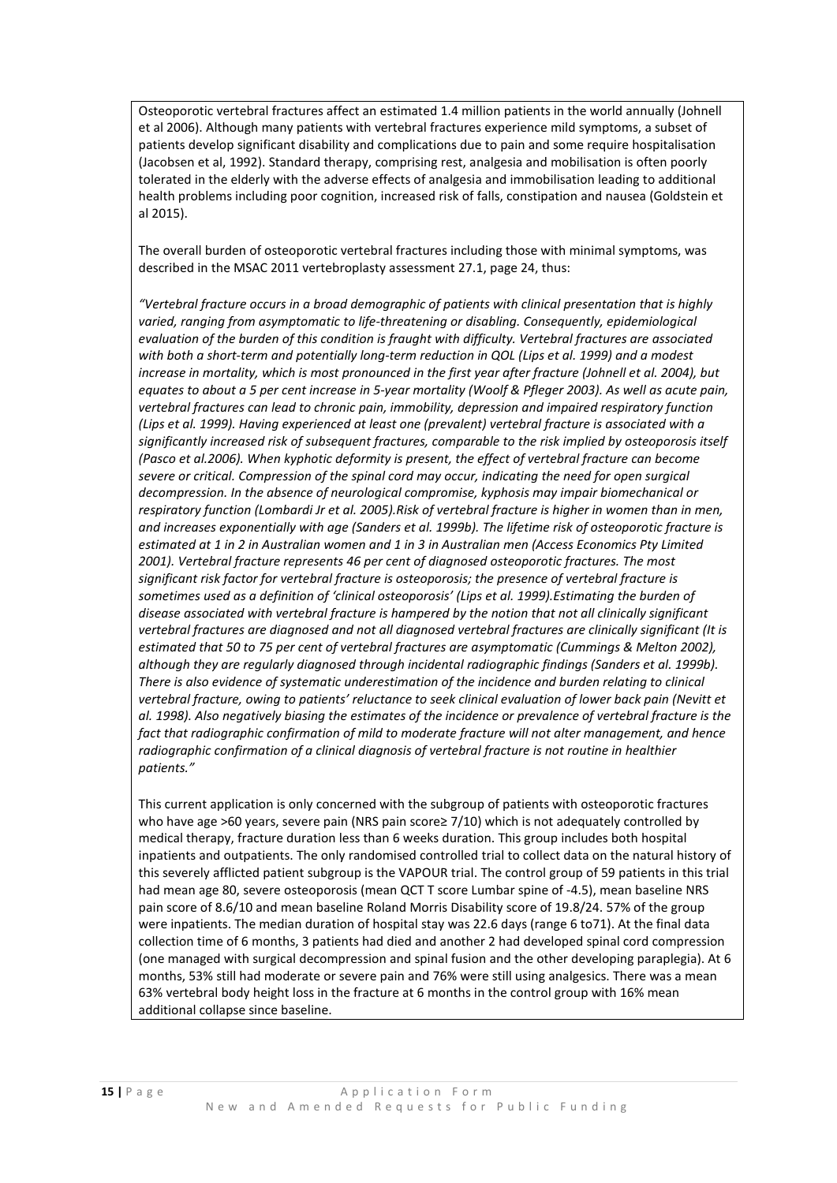Osteoporotic vertebral fractures affect an estimated 1.4 million patients in the world annually (Johnell et al 2006). Although many patients with vertebral fractures experience mild symptoms, a subset of patients develop significant disability and complications due to pain and some require hospitalisation (Jacobsen et al, 1992). Standard therapy, comprising rest, analgesia and mobilisation is often poorly tolerated in the elderly with the adverse effects of analgesia and immobilisation leading to additional health problems including poor cognition, increased risk of falls, constipation and nausea (Goldstein et al 2015).

The overall burden of osteoporotic vertebral fractures including those with minimal symptoms, was described in the MSAC 2011 vertebroplasty assessment 27.1, page 24, thus:

*"Vertebral fracture occurs in a broad demographic of patients with clinical presentation that is highly varied, ranging from asymptomatic to life-threatening or disabling. Consequently, epidemiological evaluation of the burden of this condition is fraught with difficulty. Vertebral fractures are associated with both a short-term and potentially long-term reduction in QOL (Lips et al. 1999) and a modest increase in mortality, which is most pronounced in the first year after fracture (Johnell et al. 2004), but equates to about a 5 per cent increase in 5-year mortality (Woolf & Pfleger 2003). As well as acute pain, vertebral fractures can lead to chronic pain, immobility, depression and impaired respiratory function (Lips et al. 1999). Having experienced at least one (prevalent) vertebral fracture is associated with a significantly increased risk of subsequent fractures, comparable to the risk implied by osteoporosis itself (Pasco et al.2006). When kyphotic deformity is present, the effect of vertebral fracture can become severe or critical. Compression of the spinal cord may occur, indicating the need for open surgical decompression. In the absence of neurological compromise, kyphosis may impair biomechanical or respiratory function (Lombardi Jr et al. 2005).Risk of vertebral fracture is higher in women than in men, and increases exponentially with age (Sanders et al. 1999b). The lifetime risk of osteoporotic fracture is estimated at 1 in 2 in Australian women and 1 in 3 in Australian men (Access Economics Pty Limited 2001). Vertebral fracture represents 46 per cent of diagnosed osteoporotic fractures. The most significant risk factor for vertebral fracture is osteoporosis; the presence of vertebral fracture is sometimes used as a definition of 'clinical osteoporosis' (Lips et al. 1999).Estimating the burden of disease associated with vertebral fracture is hampered by the notion that not all clinically significant vertebral fractures are diagnosed and not all diagnosed vertebral fractures are clinically significant (It is estimated that 50 to 75 per cent of vertebral fractures are asymptomatic (Cummings & Melton 2002), although they are regularly diagnosed through incidental radiographic findings (Sanders et al. 1999b). There is also evidence of systematic underestimation of the incidence and burden relating to clinical vertebral fracture, owing to patients' reluctance to seek clinical evaluation of lower back pain (Nevitt et al. 1998). Also negatively biasing the estimates of the incidence or prevalence of vertebral fracture is the fact that radiographic confirmation of mild to moderate fracture will not alter management, and hence radiographic confirmation of a clinical diagnosis of vertebral fracture is not routine in healthier patients."*

This current application is only concerned with the subgroup of patients with osteoporotic fractures who have age >60 years, severe pain (NRS pain score≥ 7/10) which is not adequately controlled by medical therapy, fracture duration less than 6 weeks duration. This group includes both hospital inpatients and outpatients. The only randomised controlled trial to collect data on the natural history of this severely afflicted patient subgroup is the VAPOUR trial. The control group of 59 patients in this trial had mean age 80, severe osteoporosis (mean QCT T score Lumbar spine of -4.5), mean baseline NRS pain score of 8.6/10 and mean baseline Roland Morris Disability score of 19.8/24. 57% of the group were inpatients. The median duration of hospital stay was 22.6 days (range 6 to71). At the final data collection time of 6 months, 3 patients had died and another 2 had developed spinal cord compression (one managed with surgical decompression and spinal fusion and the other developing paraplegia). At 6 months, 53% still had moderate or severe pain and 76% were still using analgesics. There was a mean 63% vertebral body height loss in the fracture at 6 months in the control group with 16% mean additional collapse since baseline.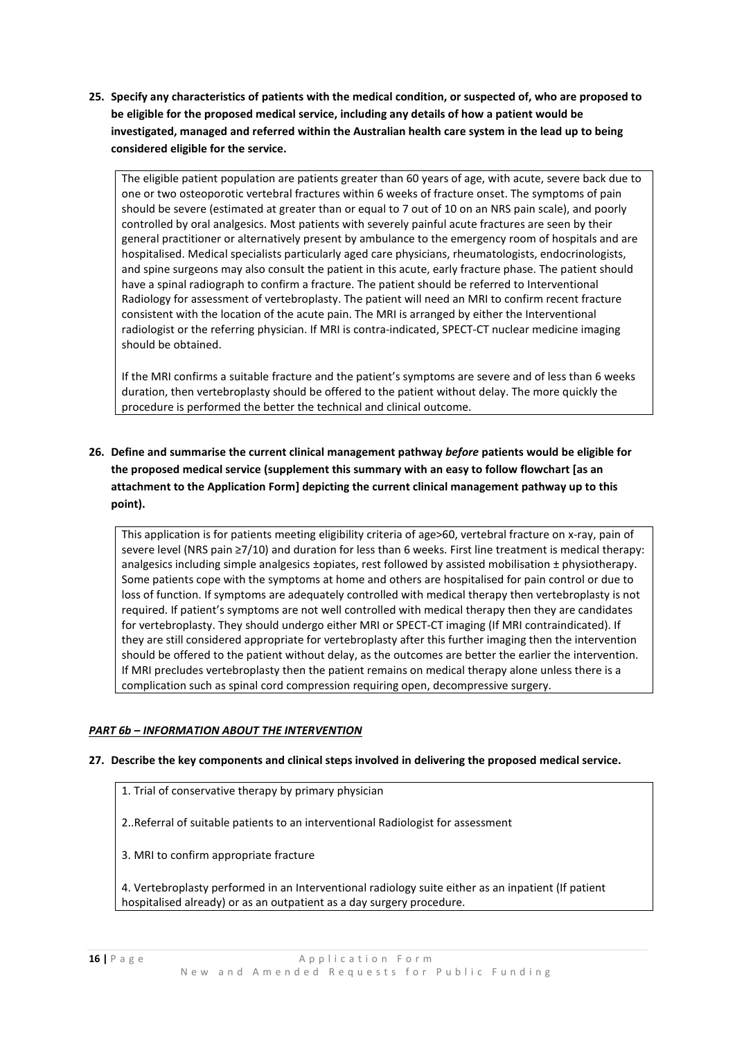**25. Specify any characteristics of patients with the medical condition, or suspected of, who are proposed to be eligible for the proposed medical service, including any details of how a patient would be investigated, managed and referred within the Australian health care system in the lead up to being considered eligible for the service.**

The eligible patient population are patients greater than 60 years of age, with acute, severe back due to one or two osteoporotic vertebral fractures within 6 weeks of fracture onset. The symptoms of pain should be severe (estimated at greater than or equal to 7 out of 10 on an NRS pain scale), and poorly controlled by oral analgesics. Most patients with severely painful acute fractures are seen by their general practitioner or alternatively present by ambulance to the emergency room of hospitals and are hospitalised. Medical specialists particularly aged care physicians, rheumatologists, endocrinologists, and spine surgeons may also consult the patient in this acute, early fracture phase. The patient should have a spinal radiograph to confirm a fracture. The patient should be referred to Interventional Radiology for assessment of vertebroplasty. The patient will need an MRI to confirm recent fracture consistent with the location of the acute pain. The MRI is arranged by either the Interventional radiologist or the referring physician. If MRI is contra-indicated, SPECT-CT nuclear medicine imaging should be obtained.

If the MRI confirms a suitable fracture and the patient's symptoms are severe and of less than 6 weeks duration, then vertebroplasty should be offered to the patient without delay. The more quickly the procedure is performed the better the technical and clinical outcome.

**26. Define and summarise the current clinical management pathway *before* patients would be eligible for the proposed medical service (supplement this summary with an easy to follow flowchart [as an attachment to the Application Form] depicting the current clinical management pathway up to this point).**

This application is for patients meeting eligibility criteria of age>60, vertebral fracture on x-ray, pain of severe level (NRS pain ≥7/10) and duration for less than 6 weeks. First line treatment is medical therapy: analgesics including simple analgesics ±opiates, rest followed by assisted mobilisation ± physiotherapy. Some patients cope with the symptoms at home and others are hospitalised for pain control or due to loss of function. If symptoms are adequately controlled with medical therapy then vertebroplasty is not required. If patient's symptoms are not well controlled with medical therapy then they are candidates for vertebroplasty. They should undergo either MRI or SPECT-CT imaging (If MRI contraindicated). If they are still considered appropriate for vertebroplasty after this further imaging then the intervention should be offered to the patient without delay, as the outcomes are better the earlier the intervention. If MRI precludes vertebroplasty then the patient remains on medical therapy alone unless there is a complication such as spinal cord compression requiring open, decompressive surgery.

***PART 6b – INFORMATION ABOUT THE INTERVENTION***

**27. Describe the key components and clinical steps involved in delivering the proposed medical service.**

1. Trial of conservative therapy by primary physician

2..Referral of suitable patients to an interventional Radiologist for assessment

3. MRI to confirm appropriate fracture

4. Vertebroplasty performed in an Interventional radiology suite either as an inpatient (If patient hospitalised already) or as an outpatient as a day surgery procedure.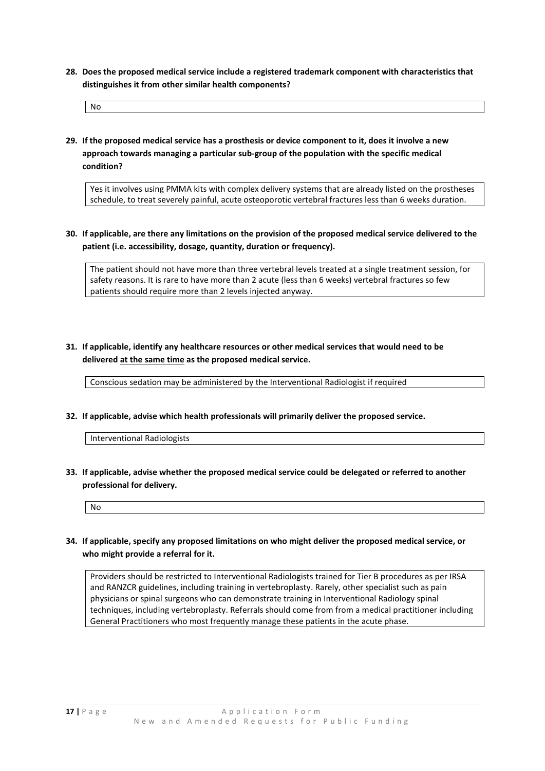**28. Does the proposed medical service include a registered trademark component with characteristics that distinguishes it from other similar health components?**

| No |
|---|

**29. If the proposed medical service has a prosthesis or device component to it, does it involve a new approach towards managing a particular sub-group of the population with the specific medical condition?**

| Yes it involves using PMMA kits with complex delivery systems that are already listed on the prostheses schedule, to treat severely painful, acute osteoporotic vertebral fractures less than 6 weeks duration. |
|---|

**30. If applicable, are there any limitations on the provision of the proposed medical service delivered to the patient (i.e. accessibility, dosage, quantity, duration or frequency).**

| The patient should not have more than three vertebral levels treated at a single treatment session, for safety reasons. It is rare to have more than 2 acute (less than 6 weeks) vertebral fractures so few patients should require more than 2 levels injected anyway. |
|---|

**31. If applicable, identify any healthcare resources or other medical services that would need to be delivered <u>at the same time</u> as the proposed medical service.**

| Conscious sedation may be administered by the Interventional Radiologist if required |
|---|

**32. If applicable, advise which health professionals will primarily deliver the proposed service.**

| Interventional Radiologists |
|---|

**33. If applicable, advise whether the proposed medical service could be delegated or referred to another professional for delivery.**

| No |
|---|

**34. If applicable, specify any proposed limitations on who might deliver the proposed medical service, or who might provide a referral for it.**

| Providers should be restricted to Interventional Radiologists trained for Tier B procedures as per IRSA and RANZCR guidelines, including training in vertebroplasty. Rarely, other specialist such as pain physicians or spinal surgeons who can demonstrate training in Interventional Radiology spinal techniques, including vertebroplasty. Referrals should come from from a medical practitioner including General Practitioners who most frequently manage these patients in the acute phase. |
|---|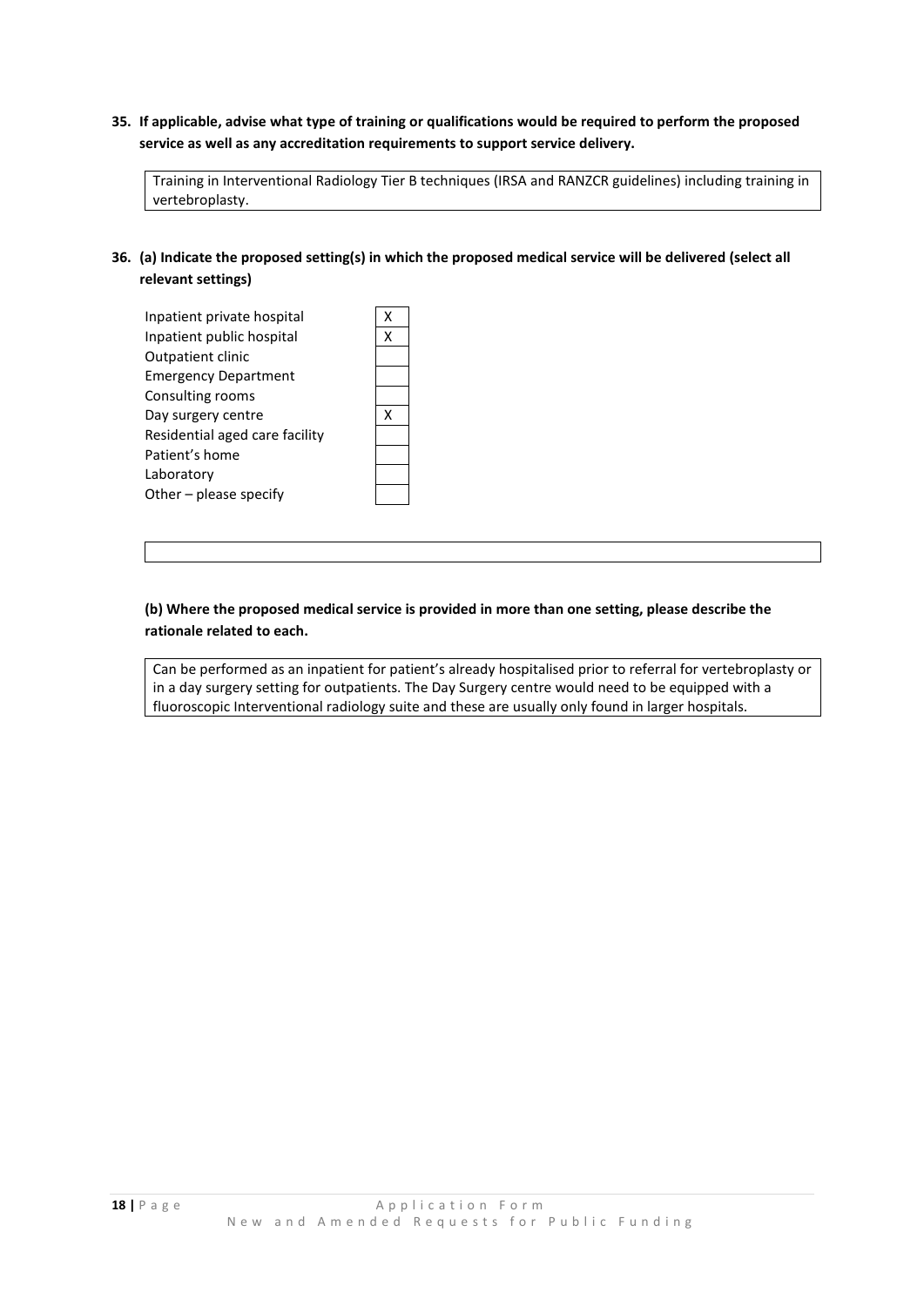**35. If applicable, advise what type of training or qualifications would be required to perform the proposed service as well as any accreditation requirements to support service delivery.**

Training in Interventional Radiology Tier B techniques (IRSA and RANZCR guidelines) including training in vertebroplasty.

**36. (a) Indicate the proposed setting(s) in which the proposed medical service will be delivered (select all relevant settings)**

| Setting | |
|---|---|
| Inpatient private hospital | X |
| Inpatient public hospital | X |
| Outpatient clinic | |
| Emergency Department | |
| Consulting rooms | |
| Day surgery centre | X |
| Residential aged care facility | |
| Patient's home | |
| Laboratory | |
| Other – please specify | |

**(b) Where the proposed medical service is provided in more than one setting, please describe the rationale related to each.**

Can be performed as an inpatient for patient's already hospitalised prior to referral for vertebroplasty or in a day surgery setting for outpatients. The Day Surgery centre would need to be equipped with a fluoroscopic Interventional radiology suite and these are usually only found in larger hospitals.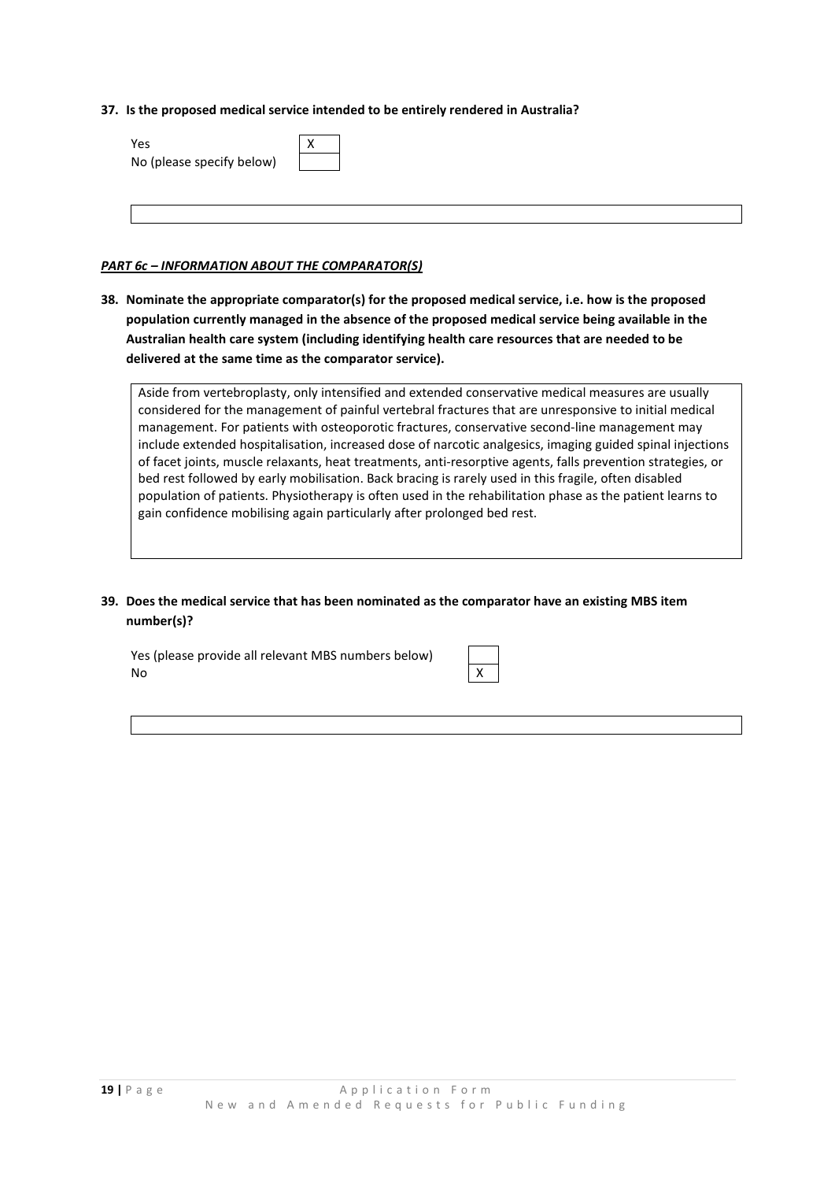**37. Is the proposed medical service intended to be entirely rendered in Australia?**

| | |
|---|---|
| Yes | X |
| No (please specify below) | |

*PART 6c – INFORMATION ABOUT THE COMPARATOR(S)*

**38. Nominate the appropriate comparator(s) for the proposed medical service, i.e. how is the proposed population currently managed in the absence of the proposed medical service being available in the Australian health care system (including identifying health care resources that are needed to be delivered at the same time as the comparator service).**

Aside from vertebroplasty, only intensified and extended conservative medical measures are usually considered for the management of painful vertebral fractures that are unresponsive to initial medical management. For patients with osteoporotic fractures, conservative second-line management may include extended hospitalisation, increased dose of narcotic analgesics, imaging guided spinal injections of facet joints, muscle relaxants, heat treatments, anti-resorptive agents, falls prevention strategies, or bed rest followed by early mobilisation. Back bracing is rarely used in this fragile, often disabled population of patients. Physiotherapy is often used in the rehabilitation phase as the patient learns to gain confidence mobilising again particularly after prolonged bed rest.

**39. Does the medical service that has been nominated as the comparator have an existing MBS item number(s)?**

| | |
|---|---|
| Yes (please provide all relevant MBS numbers below) | |
| No | X |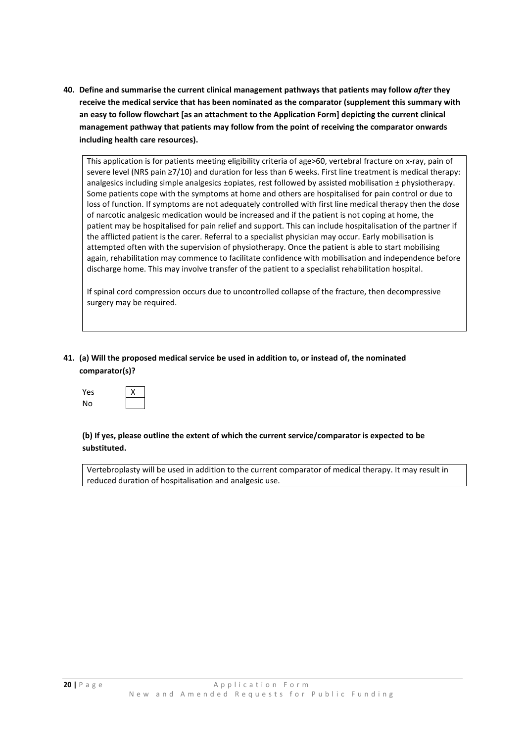**40. Define and summarise the current clinical management pathways that patients may follow *after* they receive the medical service that has been nominated as the comparator (supplement this summary with an easy to follow flowchart [as an attachment to the Application Form] depicting the current clinical management pathway that patients may follow from the point of receiving the comparator onwards including health care resources).**

This application is for patients meeting eligibility criteria of age>60, vertebral fracture on x-ray, pain of severe level (NRS pain ≥7/10) and duration for less than 6 weeks. First line treatment is medical therapy: analgesics including simple analgesics ±opiates, rest followed by assisted mobilisation ± physiotherapy. Some patients cope with the symptoms at home and others are hospitalised for pain control or due to loss of function. If symptoms are not adequately controlled with first line medical therapy then the dose of narcotic analgesic medication would be increased and if the patient is not coping at home, the patient may be hospitalised for pain relief and support. This can include hospitalisation of the partner if the afflicted patient is the carer. Referral to a specialist physician may occur. Early mobilisation is attempted often with the supervision of physiotherapy. Once the patient is able to start mobilising again, rehabilitation may commence to facilitate confidence with mobilisation and independence before discharge home. This may involve transfer of the patient to a specialist rehabilitation hospital.

If spinal cord compression occurs due to uncontrolled collapse of the fracture, then decompressive surgery may be required.

**41. (a) Will the proposed medical service be used in addition to, or instead of, the nominated comparator(s)?**

| | |
|---|---|
| Yes | X |
| No | |

**(b) If yes, please outline the extent of which the current service/comparator is expected to be substituted.**

Vertebroplasty will be used in addition to the current comparator of medical therapy. It may result in reduced duration of hospitalisation and analgesic use.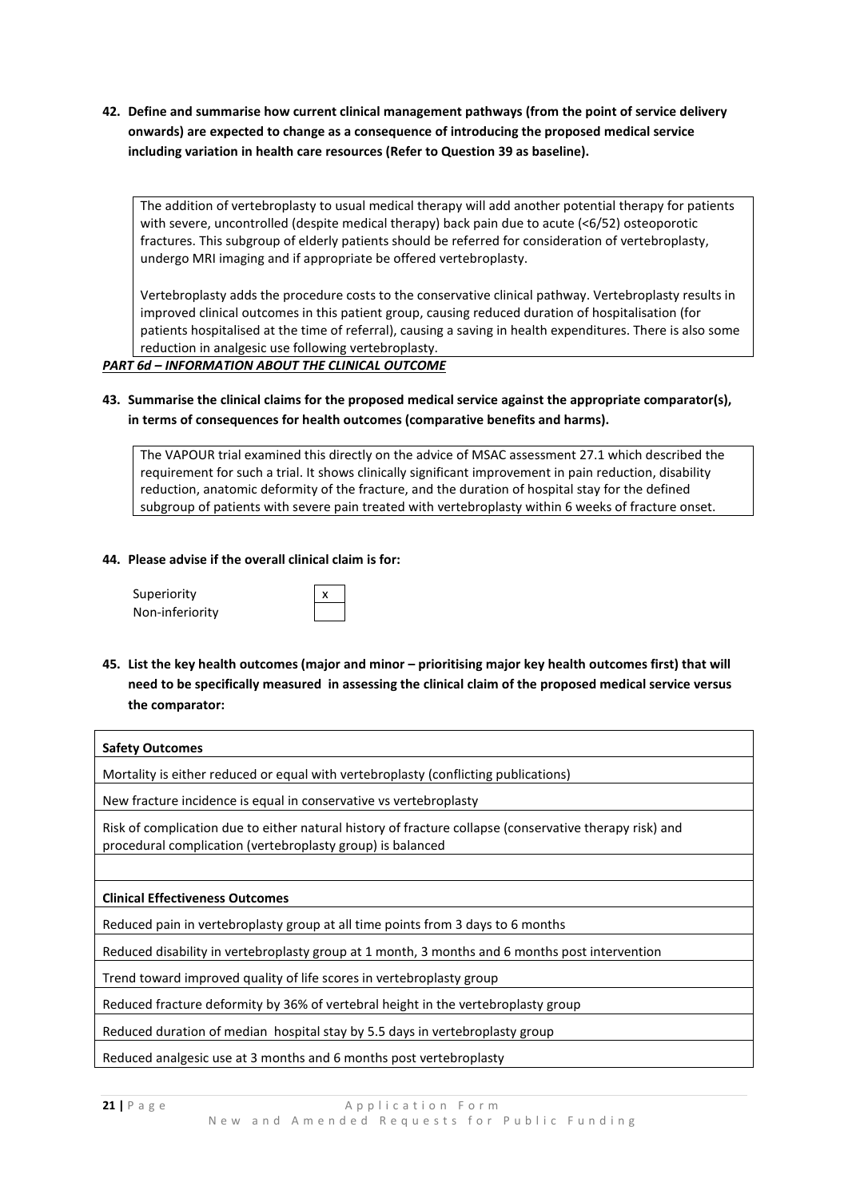**42. Define and summarise how current clinical management pathways (from the point of service delivery onwards) are expected to change as a consequence of introducing the proposed medical service including variation in health care resources (Refer to Question 39 as baseline).**

The addition of vertebroplasty to usual medical therapy will add another potential therapy for patients with severe, uncontrolled (despite medical therapy) back pain due to acute (<6/52) osteoporotic fractures. This subgroup of elderly patients should be referred for consideration of vertebroplasty, undergo MRI imaging and if appropriate be offered vertebroplasty.

Vertebroplasty adds the procedure costs to the conservative clinical pathway. Vertebroplasty results in improved clinical outcomes in this patient group, causing reduced duration of hospitalisation (for patients hospitalised at the time of referral), causing a saving in health expenditures. There is also some reduction in analgesic use following vertebroplasty.

***PART 6d – INFORMATION ABOUT THE CLINICAL OUTCOME***

**43. Summarise the clinical claims for the proposed medical service against the appropriate comparator(s), in terms of consequences for health outcomes (comparative benefits and harms).**

The VAPOUR trial examined this directly on the advice of MSAC assessment 27.1 which described the requirement for such a trial. It shows clinically significant improvement in pain reduction, disability reduction, anatomic deformity of the fracture, and the duration of hospital stay for the defined subgroup of patients with severe pain treated with vertebroplasty within 6 weeks of fracture onset.

**44. Please advise if the overall clinical claim is for:**

| | |
|---|---|
| Superiority | x |
| Non-inferiority | |

**45. List the key health outcomes (major and minor – prioritising major key health outcomes first) that will need to be specifically measured in assessing the clinical claim of the proposed medical service versus the comparator:**

| **Safety Outcomes** |
|---|
| Mortality is either reduced or equal with vertebroplasty (conflicting publications) |
| New fracture incidence is equal in conservative vs vertebroplasty |
| Risk of complication due to either natural history of fracture collapse (conservative therapy risk) and procedural complication (vertebroplasty group) is balanced |
| |
| **Clinical Effectiveness Outcomes** |
| Reduced pain in vertebroplasty group at all time points from 3 days to 6 months |
| Reduced disability in vertebroplasty group at 1 month, 3 months and 6 months post intervention |
| Trend toward improved quality of life scores in vertebroplasty group |
| Reduced fracture deformity by 36% of vertebral height in the vertebroplasty group |
| Reduced duration of median hospital stay by 5.5 days in vertebroplasty group |
| Reduced analgesic use at 3 months and 6 months post vertebroplasty |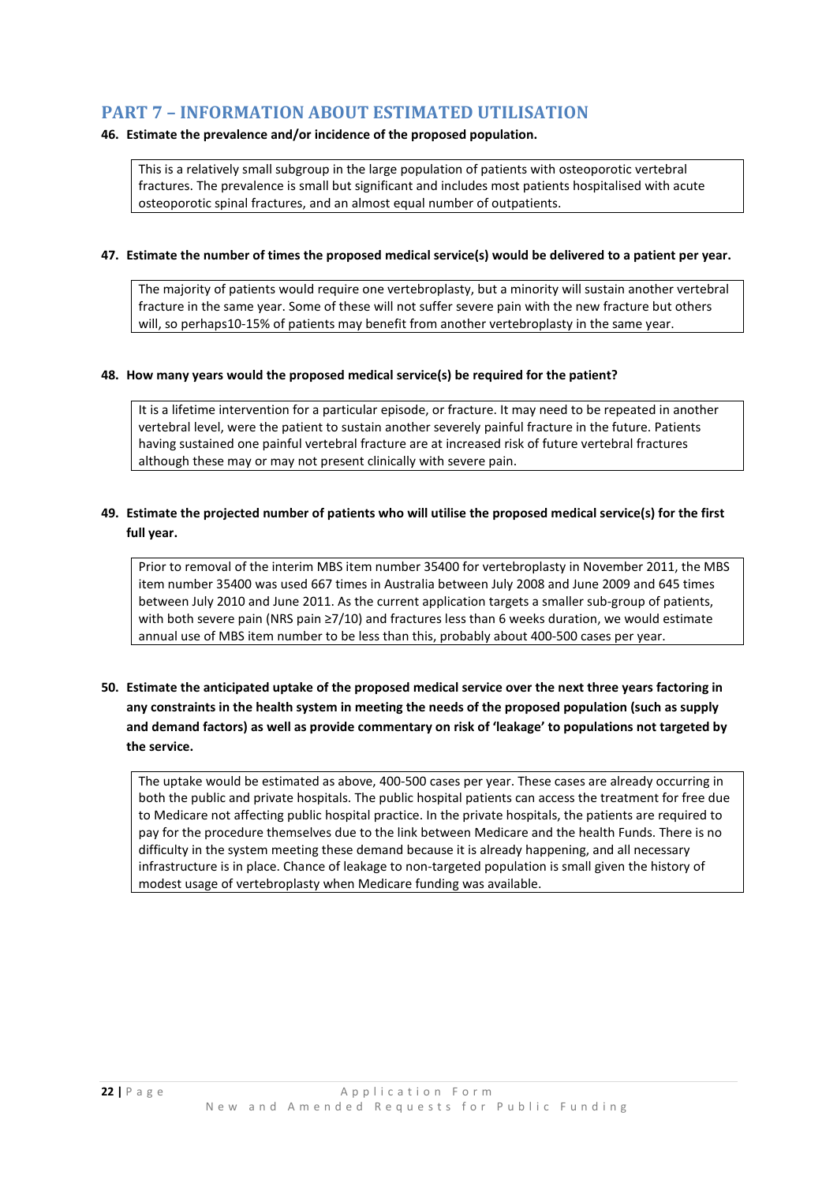## PART 7 – INFORMATION ABOUT ESTIMATED UTILISATION

**46. Estimate the prevalence and/or incidence of the proposed population.**

This is a relatively small subgroup in the large population of patients with osteoporotic vertebral fractures. The prevalence is small but significant and includes most patients hospitalised with acute osteoporotic spinal fractures, and an almost equal number of outpatients.

**47. Estimate the number of times the proposed medical service(s) would be delivered to a patient per year.**

The majority of patients would require one vertebroplasty, but a minority will sustain another vertebral fracture in the same year. Some of these will not suffer severe pain with the new fracture but others will, so perhaps10-15% of patients may benefit from another vertebroplasty in the same year.

**48. How many years would the proposed medical service(s) be required for the patient?**

It is a lifetime intervention for a particular episode, or fracture. It may need to be repeated in another vertebral level, were the patient to sustain another severely painful fracture in the future. Patients having sustained one painful vertebral fracture are at increased risk of future vertebral fractures although these may or may not present clinically with severe pain.

**49. Estimate the projected number of patients who will utilise the proposed medical service(s) for the first full year.**

Prior to removal of the interim MBS item number 35400 for vertebroplasty in November 2011, the MBS item number 35400 was used 667 times in Australia between July 2008 and June 2009 and 645 times between July 2010 and June 2011. As the current application targets a smaller sub-group of patients, with both severe pain (NRS pain ≥7/10) and fractures less than 6 weeks duration, we would estimate annual use of MBS item number to be less than this, probably about 400-500 cases per year.

**50. Estimate the anticipated uptake of the proposed medical service over the next three years factoring in any constraints in the health system in meeting the needs of the proposed population (such as supply and demand factors) as well as provide commentary on risk of 'leakage' to populations not targeted by the service.**

The uptake would be estimated as above, 400-500 cases per year. These cases are already occurring in both the public and private hospitals. The public hospital patients can access the treatment for free due to Medicare not affecting public hospital practice. In the private hospitals, the patients are required to pay for the procedure themselves due to the link between Medicare and the health Funds. There is no difficulty in the system meeting these demand because it is already happening, and all necessary infrastructure is in place. Chance of leakage to non-targeted population is small given the history of modest usage of vertebroplasty when Medicare funding was available.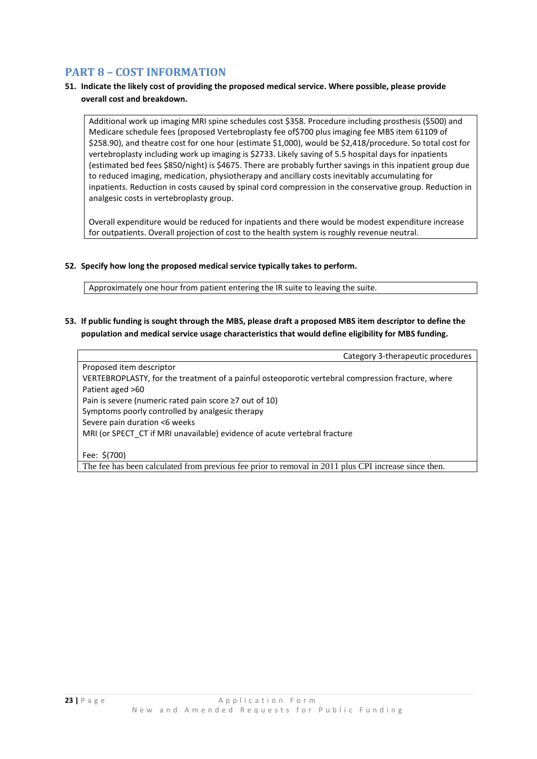## PART 8 – COST INFORMATION

**51. Indicate the likely cost of providing the proposed medical service. Where possible, please provide overall cost and breakdown.**

Additional work up imaging MRI spine schedules cost $358. Procedure including prosthesis ($500) and Medicare schedule fees (proposed Vertebroplasty fee of$700 plus imaging fee MBS item 61109 of $258.90), and theatre cost for one hour (estimate $1,000), would be $2,418/procedure. So total cost for vertebroplasty including work up imaging is $2733. Likely saving of 5.5 hospital days for inpatients (estimated bed fees $850/night) is $4675. There are probably further savings in this inpatient group due to reduced imaging, medication, physiotherapy and ancillary costs inevitably accumulating for inpatients. Reduction in costs caused by spinal cord compression in the conservative group. Reduction in analgesic costs in vertebroplasty group.

Overall expenditure would be reduced for inpatients and there would be modest expenditure increase for outpatients. Overall projection of cost to the health system is roughly revenue neutral.

**52. Specify how long the proposed medical service typically takes to perform.**

Approximately one hour from patient entering the IR suite to leaving the suite.

**53. If public funding is sought through the MBS, please draft a proposed MBS item descriptor to define the population and medical service usage characteristics that would define eligibility for MBS funding.**

| Category 3-therapeutic procedures |
|---|
| Proposed item descriptor<br>VERTEBROPLASTY, for the treatment of a painful osteoporotic vertebral compression fracture, where<br>Patient aged >60<br>Pain is severe (numeric rated pain score ≥7 out of 10)<br>Symptoms poorly controlled by analgesic therapy<br>Severe pain duration <6 weeks<br>MRI (or SPECT_CT if MRI unavailable) evidence of acute vertebral fracture<br><br>Fee: $(700) |
| The fee has been calculated from previous fee prior to removal in 2011 plus CPI increase since then. |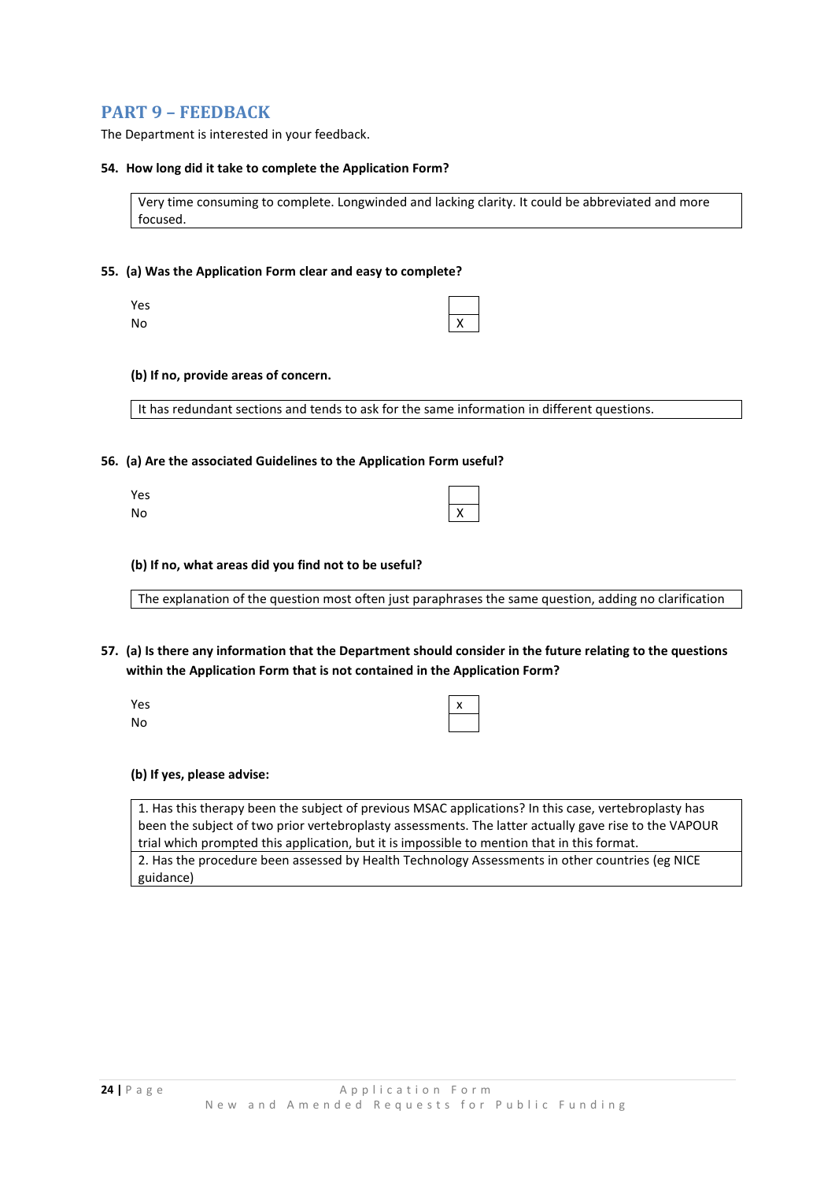## PART 9 – FEEDBACK

The Department is interested in your feedback.

**54. How long did it take to complete the Application Form?**

| |
|---|
| Very time consuming to complete. Longwinded and lacking clarity. It could be abbreviated and more focused. |

**55. (a) Was the Application Form clear and easy to complete?**

| | |
|---|---|
| Yes | |
| No | X |

**(b) If no, provide areas of concern.**

| |
|---|
| It has redundant sections and tends to ask for the same information in different questions. |

**56. (a) Are the associated Guidelines to the Application Form useful?**

| | |
|---|---|
| Yes | |
| No | X |

**(b) If no, what areas did you find not to be useful?**

| |
|---|
| The explanation of the question most often just paraphrases the same question, adding no clarification |

**57. (a) Is there any information that the Department should consider in the future relating to the questions within the Application Form that is not contained in the Application Form?**

| | |
|---|---|
| Yes | x |
| No | |

**(b) If yes, please advise:**

| |
|---|
| 1. Has this therapy been the subject of previous MSAC applications? In this case, vertebroplasty has been the subject of two prior vertebroplasty assessments. The latter actually gave rise to the VAPOUR trial which prompted this application, but it is impossible to mention that in this format. |
| 2. Has the procedure been assessed by Health Technology Assessments in other countries (eg NICE guidance) |